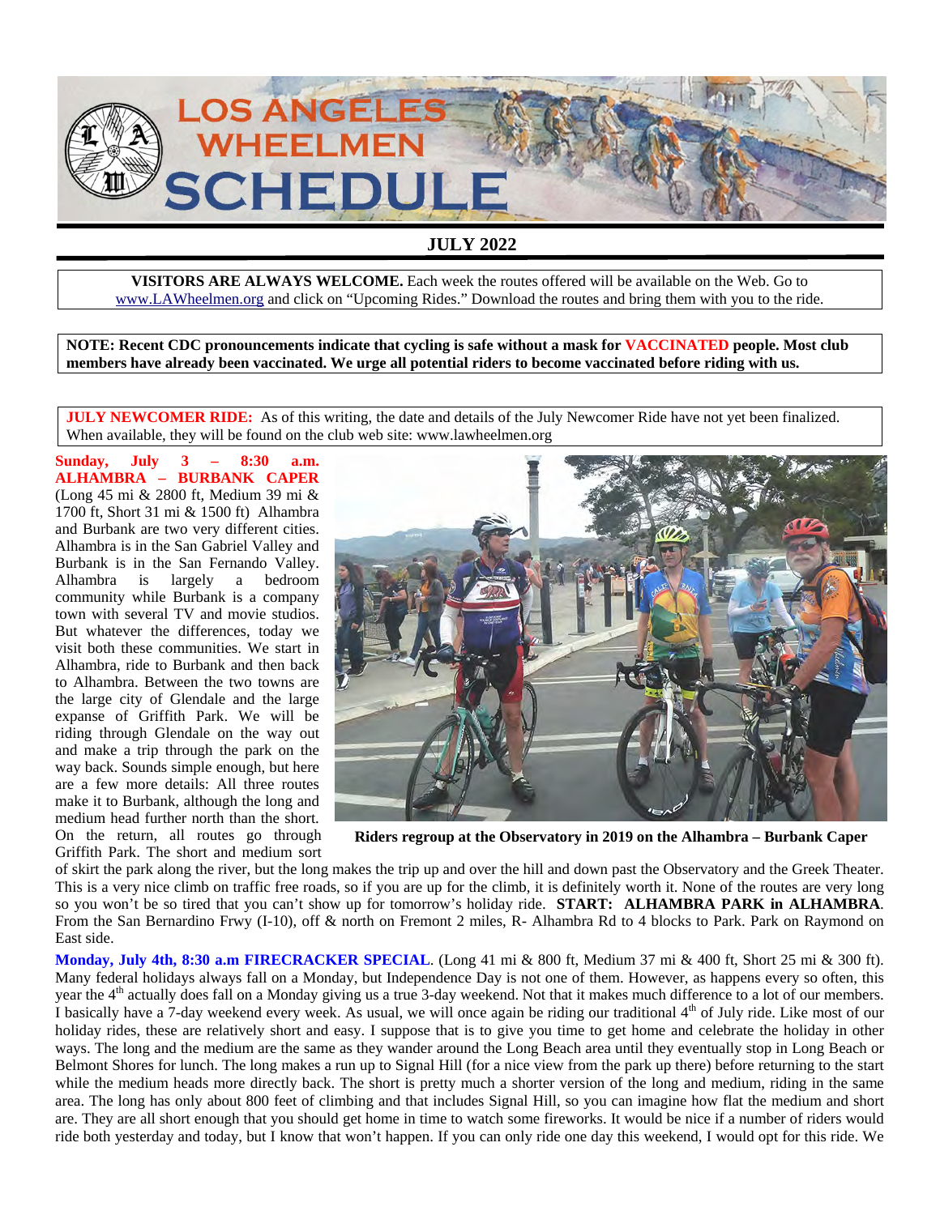# LOS ANGELES WHEELMEN SCHEDULE

## JULY 2022

**VISITORS ARE ALWAYS WELCOME.** Each week the routes offered will be available on the Web. Go to www.LAWheelmen.org and click on "Upcoming Rides." Download the routes and bring them with you to the ride.

**NOTE: Recent CDC pronouncements indicate that cycling is safe without a mask for VACCINATED people. Most club members have already been vaccinated. We urge all potential riders to become vaccinated before riding with us.**

**JULY NEWCOMER RIDE:** As of this writing, the date and details of the July Newcomer Ride have not yet been finalized. When available, they will be found on the club web site: www.lawheelmen.org

**Sunday, July 3 – 8:30 a.m. ALHAMBRA – BURBANK CAPER** (Long 45 mi & 2800 ft, Medium 39 mi & 1700 ft, Short 31 mi & 1500 ft) Alhambra and Burbank are two very different cities. Alhambra is in the San Gabriel Valley and Burbank is in the San Fernando Valley. Alhambra is largely a bedroom community while Burbank is a company town with several TV and movie studios. But whatever the differences, today we visit both these communities. We start in Alhambra, ride to Burbank and then back to Alhambra. Between the two towns are the large city of Glendale and the large expanse of Griffith Park. We will be riding through Glendale on the way out and make a trip through the park on the way back. Sounds simple enough, but here are a few more details: All three routes make it to Burbank, although the long and medium head further north than the short. On the return, all routes go through Griffith Park. The short and medium sort of skirt the park along the river, but the long makes the trip up and over the hill and down past the Observatory and the Greek Theater. This is a very nice climb on traffic free roads, so if you are up for the climb, it is definitely worth it. None of the routes are very long so you won't be so tired that you can't show up for tomorrow's holiday ride. **START: ALHAMBRA PARK in ALHAMBRA**. From the San Bernardino Frwy (I-10), off & north on Fremont 2 miles, R- Alhambra Rd to 4 blocks to Park. Park on Raymond on East side.

**Riders regroup at the Observatory in 2019 on the Alhambra – Burbank Caper**

**Monday, July 4th, 8:30 a.m FIRECRACKER SPECIAL**. (Long 41 mi & 800 ft, Medium 37 mi & 400 ft, Short 25 mi & 300 ft). Many federal holidays always fall on a Monday, but Independence Day is not one of them. However, as happens every so often, this year the 4th actually does fall on a Monday giving us a true 3-day weekend. Not that it makes much difference to a lot of our members. I basically have a 7-day weekend every week. As usual, we will once again be riding our traditional 4th of July ride. Like most of our holiday rides, these are relatively short and easy. I suppose that is to give you time to get home and celebrate the holiday in other ways. The long and the medium are the same as they wander around the Long Beach area until they eventually stop in Long Beach or Belmont Shores for lunch. The long makes a run up to Signal Hill (for a nice view from the park up there) before returning to the start while the medium heads more directly back. The short is pretty much a shorter version of the long and medium, riding in the same area. The long has only about 800 feet of climbing and that includes Signal Hill, so you can imagine how flat the medium and short are. They are all short enough that you should get home in time to watch some fireworks. It would be nice if a number of riders would ride both yesterday and today, but I know that won't happen. If you can only ride one day this weekend, I would opt for this ride. We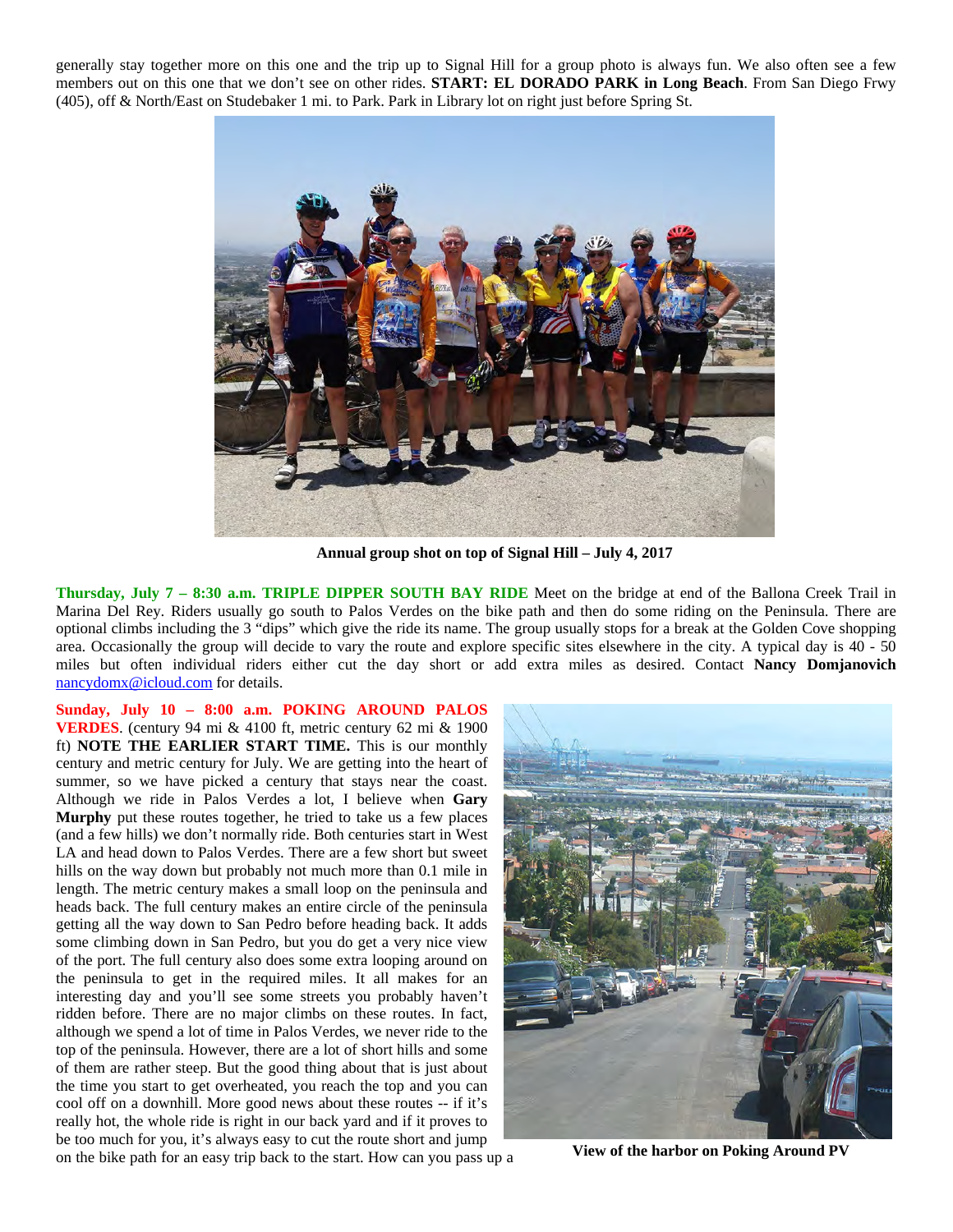generally stay together more on this one and the trip up to Signal Hill for a group photo is always fun. We also often see a few members out on this one that we don't see on other rides. **START: EL DORADO PARK in Long Beach**. From San Diego Frwy (405), off & North/East on Studebaker 1 mi. to Park. Park in Library lot on right just before Spring St.

**Annual group shot on top of Signal Hill – July 4, 2017**

**Thursday, July 7 – 8:30 a.m. TRIPLE DIPPER SOUTH BAY RIDE** Meet on the bridge at end of the Ballona Creek Trail in Marina Del Rey. Riders usually go south to Palos Verdes on the bike path and then do some riding on the Peninsula. There are optional climbs including the 3 "dips" which give the ride its name. The group usually stops for a break at the Golden Cove shopping area. Occasionally the group will decide to vary the route and explore specific sites elsewhere in the city. A typical day is 40 - 50 miles but often individual riders either cut the day short or add extra miles as desired. Contact **Nancy Domjanovich** nancydomx@icloud.com for details.

**Sunday, July 10 – 8:00 a.m. POKING AROUND PALOS VERDES**. (century 94 mi & 4100 ft, metric century 62 mi & 1900 ft) **NOTE THE EARLIER START TIME.** This is our monthly century and metric century for July. We are getting into the heart of summer, so we have picked a century that stays near the coast. Although we ride in Palos Verdes a lot, I believe when **Gary Murphy** put these routes together, he tried to take us a few places (and a few hills) we don't normally ride. Both centuries start in West LA and head down to Palos Verdes. There are a few short but sweet hills on the way down but probably not much more than 0.1 mile in length. The metric century makes a small loop on the peninsula and heads back. The full century makes an entire circle of the peninsula getting all the way down to San Pedro before heading back. It adds some climbing down in San Pedro, but you do get a very nice view of the port. The full century also does some extra looping around on the peninsula to get in the required miles. It all makes for an interesting day and you'll see some streets you probably haven't ridden before. There are no major climbs on these routes. In fact, although we spend a lot of time in Palos Verdes, we never ride to the top of the peninsula. However, there are a lot of short hills and some of them are rather steep. But the good thing about that is just about the time you start to get overheated, you reach the top and you can cool off on a downhill. More good news about these routes -- if it's really hot, the whole ride is right in our back yard and if it proves to be too much for you, it's always easy to cut the route short and jump on the bike path for an easy trip back to the start. How can you pass up a

**View of the harbor on Poking Around PV**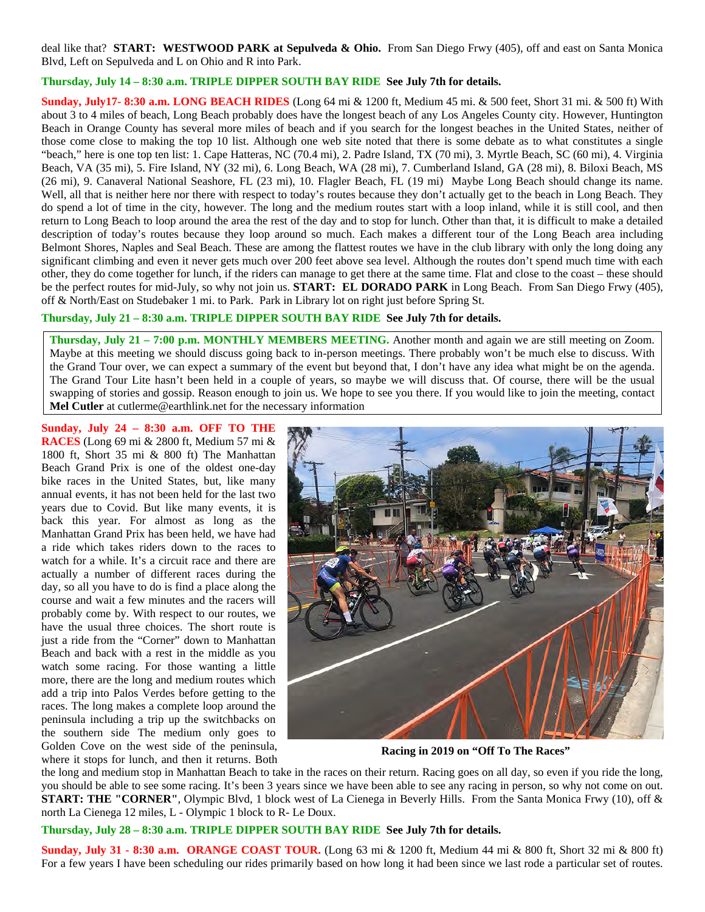deal like that? **START: WESTWOOD PARK at Sepulveda & Ohio.** From San Diego Frwy (405), off and east on Santa Monica Blvd, Left on Sepulveda and L on Ohio and R into Park.

**Thursday, July 14 – 8:30 a.m. TRIPLE DIPPER SOUTH BAY RIDE See July 7th for details.**

**Sunday, July17- 8:30 a.m. LONG BEACH RIDES** (Long 64 mi & 1200 ft, Medium 45 mi. & 500 feet, Short 31 mi. & 500 ft) With about 3 to 4 miles of beach, Long Beach probably does have the longest beach of any Los Angeles County city. However, Huntington Beach in Orange County has several more miles of beach and if you search for the longest beaches in the United States, neither of those come close to making the top 10 list. Although one web site noted that there is some debate as to what constitutes a single "beach," here is one top ten list: 1. Cape Hatteras, NC (70.4 mi), 2. Padre Island, TX (70 mi), 3. Myrtle Beach, SC (60 mi), 4. Virginia Beach, VA (35 mi), 5. Fire Island, NY (32 mi), 6. Long Beach, WA (28 mi), 7. Cumberland Island, GA (28 mi), 8. Biloxi Beach, MS (26 mi), 9. Canaveral National Seashore, FL (23 mi), 10. Flagler Beach, FL (19 mi) Maybe Long Beach should change its name. Well, all that is neither here nor there with respect to today's routes because they don't actually get to the beach in Long Beach. They do spend a lot of time in the city, however. The long and the medium routes start with a loop inland, while it is still cool, and then return to Long Beach to loop around the area the rest of the day and to stop for lunch. Other than that, it is difficult to make a detailed description of today's routes because they loop around so much. Each makes a different tour of the Long Beach area including Belmont Shores, Naples and Seal Beach. These are among the flattest routes we have in the club library with only the long doing any significant climbing and even it never gets much over 200 feet above sea level. Although the routes don't spend much time with each other, they do come together for lunch, if the riders can manage to get there at the same time. Flat and close to the coast – these should be the perfect routes for mid-July, so why not join us. **START: EL DORADO PARK** in Long Beach. From San Diego Frwy (405), off & North/East on Studebaker 1 mi. to Park. Park in Library lot on right just before Spring St.

**Thursday, July 21 – 8:30 a.m. TRIPLE DIPPER SOUTH BAY RIDE See July 7th for details.**

**Thursday, July 21 – 7:00 p.m. MONTHLY MEMBERS MEETING.** Another month and again we are still meeting on Zoom. Maybe at this meeting we should discuss going back to in-person meetings. There probably won't be much else to discuss. With the Grand Tour over, we can expect a summary of the event but beyond that, I don't have any idea what might be on the agenda. The Grand Tour Lite hasn't been held in a couple of years, so maybe we will discuss that. Of course, there will be the usual swapping of stories and gossip. Reason enough to join us. We hope to see you there. If you would like to join the meeting, contact **Mel Cutler** at cutlerme@earthlink.net for the necessary information

**Sunday, July 24 – 8:30 a.m. OFF TO THE RACES** (Long 69 mi & 2800 ft, Medium 57 mi & 1800 ft, Short 35 mi & 800 ft) The Manhattan Beach Grand Prix is one of the oldest one-day bike races in the United States, but, like many annual events, it has not been held for the last two years due to Covid. But like many events, it is back this year. For almost as long as the Manhattan Grand Prix has been held, we have had a ride which takes riders down to the races to watch for a while. It's a circuit race and there are actually a number of different races during the day, so all you have to do is find a place along the course and wait a few minutes and the racers will probably come by. With respect to our routes, we have the usual three choices. The short route is just a ride from the "Corner" down to Manhattan Beach and back with a rest in the middle as you watch some racing. For those wanting a little more, there are the long and medium routes which add a trip into Palos Verdes before getting to the races. The long makes a complete loop around the peninsula including a trip up the switchbacks on the southern side The medium only goes to Golden Cove on the west side of the peninsula, where it stops for lunch, and then it returns. Both the long and medium stop in Manhattan Beach to take in the races on their return. Racing goes on all day, so even if you ride the long, you should be able to see some racing. It's been 3 years since we have been able to see any racing in person, so why not come on out. **START: THE "CORNER"**, Olympic Blvd, 1 block west of La Cienega in Beverly Hills. From the Santa Monica Frwy (10), off & north La Cienega 12 miles, L - Olympic 1 block to R- Le Doux.

**Racing in 2019 on "Off To The Races"**

**Thursday, July 28 – 8:30 a.m. TRIPLE DIPPER SOUTH BAY RIDE See July 7th for details.**

**Sunday, July 31 - 8:30 a.m. ORANGE COAST TOUR.** (Long 63 mi & 1200 ft, Medium 44 mi & 800 ft, Short 32 mi & 800 ft) For a few years I have been scheduling our rides primarily based on how long it had been since we last rode a particular set of routes.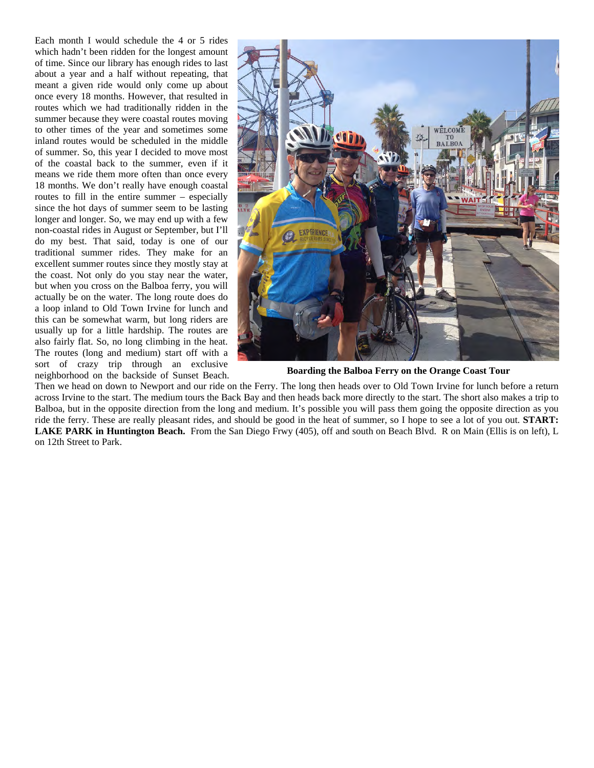Each month I would schedule the 4 or 5 rides which hadn't been ridden for the longest amount of time. Since our library has enough rides to last about a year and a half without repeating, that meant a given ride would only come up about once every 18 months. However, that resulted in routes which we had traditionally ridden in the summer because they were coastal routes moving to other times of the year and sometimes some inland routes would be scheduled in the middle of summer. So, this year I decided to move most of the coastal back to the summer, even if it means we ride them more often than once every 18 months. We don't really have enough coastal routes to fill in the entire summer – especially since the hot days of summer seem to be lasting longer and longer. So, we may end up with a few non-coastal rides in August or September, but I'll do my best. That said, today is one of our traditional summer rides. They make for an excellent summer routes since they mostly stay at the coast. Not only do you stay near the water, but when you cross on the Balboa ferry, you will actually be on the water. The long route does do a loop inland to Old Town Irvine for lunch and this can be somewhat warm, but long riders are usually up for a little hardship. The routes are also fairly flat. So, no long climbing in the heat. The routes (long and medium) start off with a sort of crazy trip through an exclusive neighborhood on the backside of Sunset Beach. Then we head on down to Newport and our ride on the Ferry. The long then heads over to Old Town Irvine for lunch before a return across Irvine to the start. The medium tours the Back Bay and then heads back more directly to the start. The short also makes a trip to Balboa, but in the opposite direction from the long and medium. It's possible you will pass them going the opposite direction as you ride the ferry. These are really pleasant rides, and should be good in the heat of summer, so I hope to see a lot of you out. **START: LAKE PARK in Huntington Beach.** From the San Diego Frwy (405), off and south on Beach Blvd. R on Main (Ellis is on left), L on 12th Street to Park.

**Boarding the Balboa Ferry on the Orange Coast Tour**